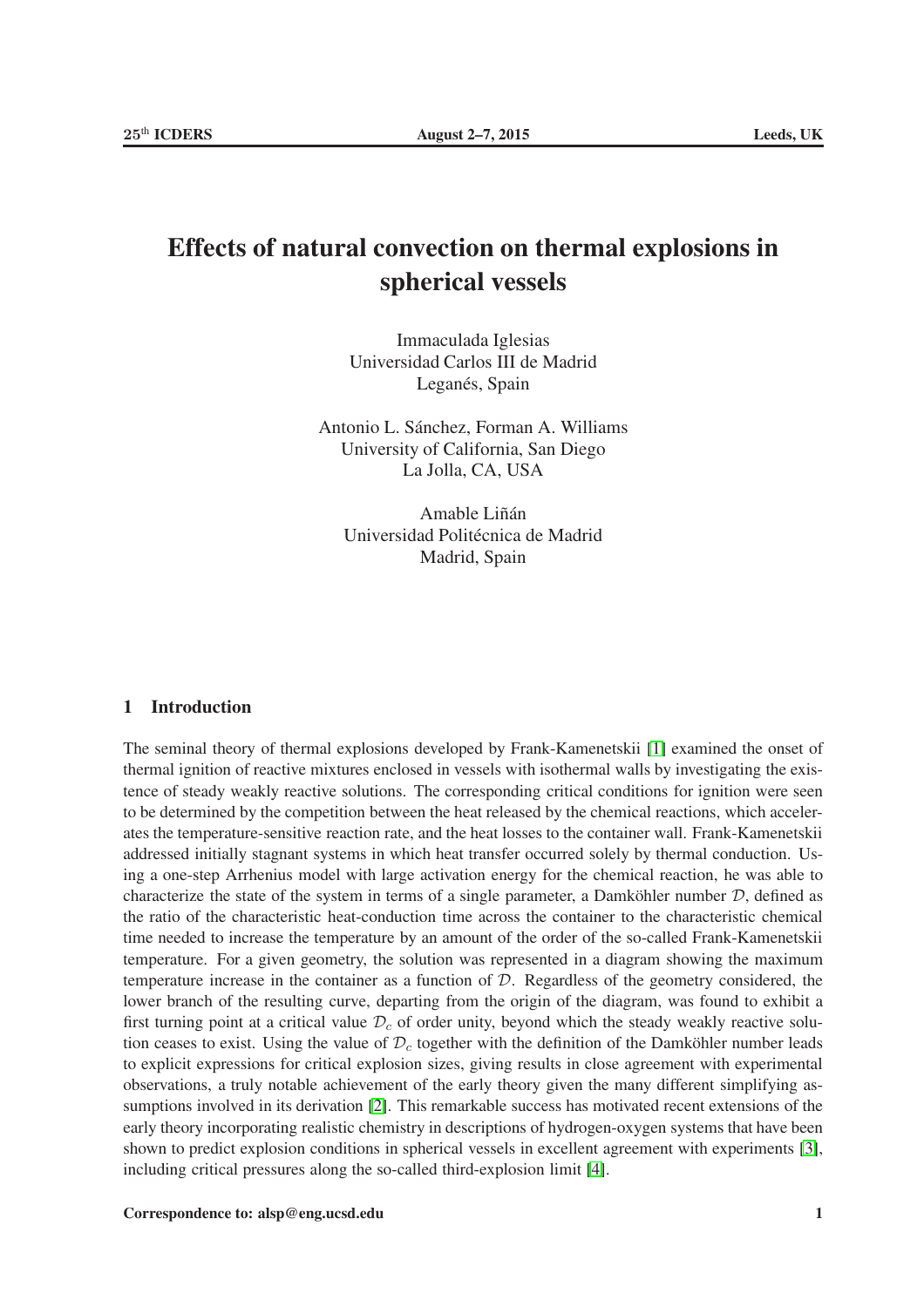# Effects of natural convection on thermal explosions in spherical vessels

Immaculada Iglesias
Universidad Carlos III de Madrid
Leganés, Spain

Antonio L. Sánchez, Forman A. Williams
University of California, San Diego
La Jolla, CA, USA

Amable Liñán
Universidad Politécnica de Madrid
Madrid, Spain

## 1 Introduction

The seminal theory of thermal explosions developed by Frank-Kamenetskii [1] examined the onset of thermal ignition of reactive mixtures enclosed in vessels with isothermal walls by investigating the existence of steady weakly reactive solutions. The corresponding critical conditions for ignition were seen to be determined by the competition between the heat released by the chemical reactions, which accelerates the temperature-sensitive reaction rate, and the heat losses to the container wall. Frank-Kamenetskii addressed initially stagnant systems in which heat transfer occurred solely by thermal conduction. Using a one-step Arrhenius model with large activation energy for the chemical reaction, he was able to characterize the state of the system in terms of a single parameter, a Damköhler number $\mathcal{D}$, defined as the ratio of the characteristic heat-conduction time across the container to the characteristic chemical time needed to increase the temperature by an amount of the order of the so-called Frank-Kamenetskii temperature. For a given geometry, the solution was represented in a diagram showing the maximum temperature increase in the container as a function of $\mathcal{D}$. Regardless of the geometry considered, the lower branch of the resulting curve, departing from the origin of the diagram, was found to exhibit a first turning point at a critical value $\mathcal{D}_c$ of order unity, beyond which the steady weakly reactive solution ceases to exist. Using the value of $\mathcal{D}_c$ together with the definition of the Damköhler number leads to explicit expressions for critical explosion sizes, giving results in close agreement with experimental observations, a truly notable achievement of the early theory given the many different simplifying assumptions involved in its derivation [2]. This remarkable success has motivated recent extensions of the early theory incorporating realistic chemistry in descriptions of hydrogen-oxygen systems that have been shown to predict explosion conditions in spherical vessels in excellent agreement with experiments [3], including critical pressures along the so-called third-explosion limit [4].

**Correspondence to: alsp@eng.ucsd.edu**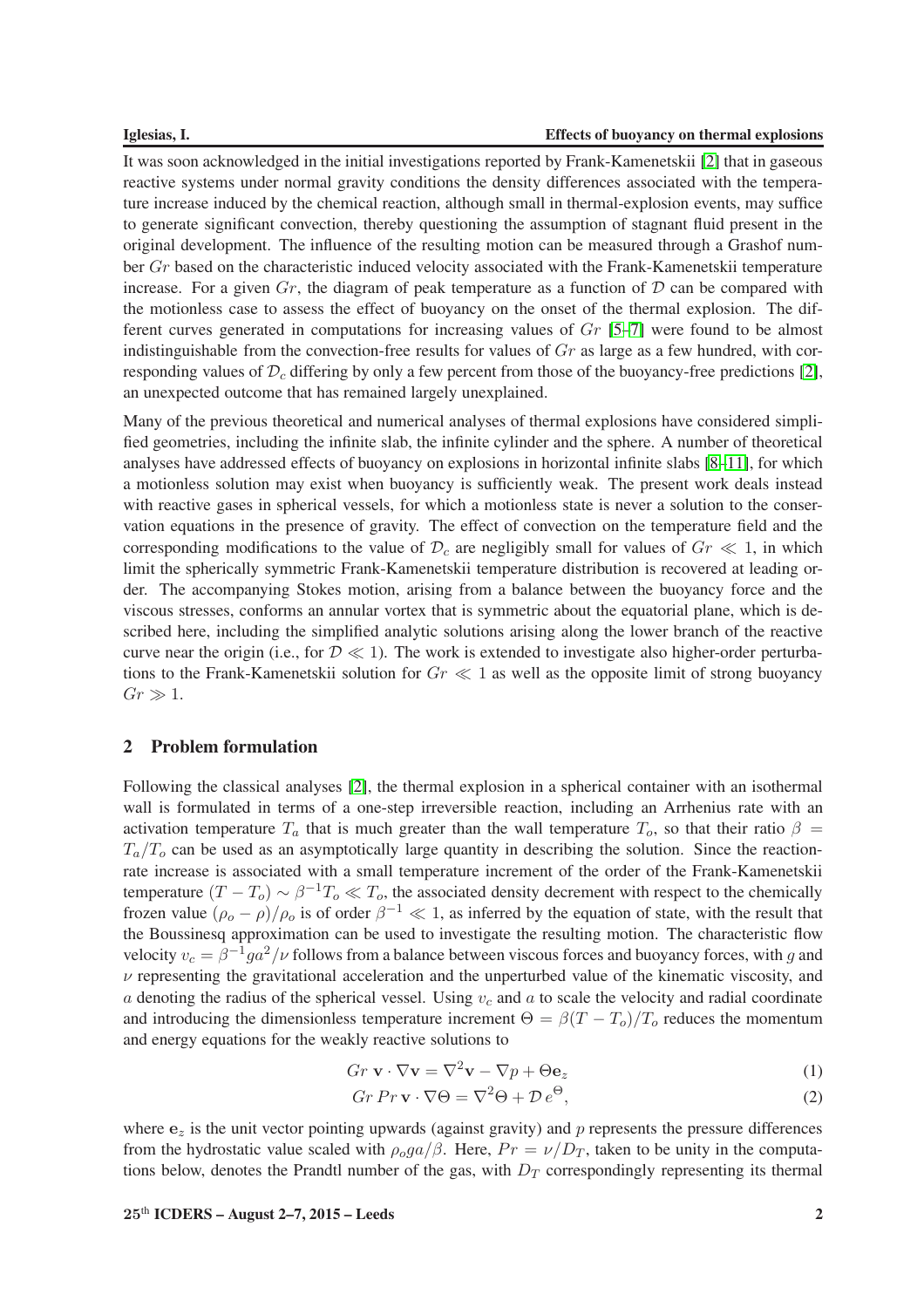It was soon acknowledged in the initial investigations reported by Frank-Kamenetskii [2] that in gaseous reactive systems under normal gravity conditions the density differences associated with the temperature increase induced by the chemical reaction, although small in thermal-explosion events, may suffice to generate significant convection, thereby questioning the assumption of stagnant fluid present in the original development. The influence of the resulting motion can be measured through a Grashof number $Gr$ based on the characteristic induced velocity associated with the Frank-Kamenetskii temperature increase. For a given $Gr$, the diagram of peak temperature as a function of $\mathcal{D}$ can be compared with the motionless case to assess the effect of buoyancy on the onset of the thermal explosion. The different curves generated in computations for increasing values of $Gr$ [5–7] were found to be almost indistinguishable from the convection-free results for values of $Gr$ as large as a few hundred, with corresponding values of $\mathcal{D}_c$ differing by only a few percent from those of the buoyancy-free predictions [2], an unexpected outcome that has remained largely unexplained.

Many of the previous theoretical and numerical analyses of thermal explosions have considered simplified geometries, including the infinite slab, the infinite cylinder and the sphere. A number of theoretical analyses have addressed effects of buoyancy on explosions in horizontal infinite slabs [8–11], for which a motionless solution may exist when buoyancy is sufficiently weak. The present work deals instead with reactive gases in spherical vessels, for which a motionless state is never a solution to the conservation equations in the presence of gravity. The effect of convection on the temperature field and the corresponding modifications to the value of $\mathcal{D}_c$ are negligibly small for values of $Gr \ll 1$, in which limit the spherically symmetric Frank-Kamenetskii temperature distribution is recovered at leading order. The accompanying Stokes motion, arising from a balance between the buoyancy force and the viscous stresses, conforms an annular vortex that is symmetric about the equatorial plane, which is described here, including the simplified analytic solutions arising along the lower branch of the reactive curve near the origin (i.e., for $\mathcal{D} \ll 1$). The work is extended to investigate also higher-order perturbations to the Frank-Kamenetskii solution for $Gr \ll 1$ as well as the opposite limit of strong buoyancy $Gr \gg 1$.

## 2 Problem formulation

Following the classical analyses [2], the thermal explosion in a spherical container with an isothermal wall is formulated in terms of a one-step irreversible reaction, including an Arrhenius rate with an activation temperature $T_a$ that is much greater than the wall temperature $T_o$, so that their ratio $\beta = T_a/T_o$ can be used as an asymptotically large quantity in describing the solution. Since the reaction-rate increase is associated with a small temperature increment of the order of the Frank-Kamenetskii temperature $(T - T_o) \sim \beta^{-1}T_o \ll T_o$, the associated density decrement with respect to the chemically frozen value $(\rho_o - \rho)/\rho_o$ is of order $\beta^{-1} \ll 1$, as inferred by the equation of state, with the result that the Boussinesq approximation can be used to investigate the resulting motion. The characteristic flow velocity $v_c = \beta^{-1}ga^2/\nu$ follows from a balance between viscous forces and buoyancy forces, with $g$ and $\nu$ representing the gravitational acceleration and the unperturbed value of the kinematic viscosity, and $a$ denoting the radius of the spherical vessel. Using $v_c$ and $a$ to scale the velocity and radial coordinate and introducing the dimensionless temperature increment $\Theta = \beta(T - T_o)/T_o$ reduces the momentum and energy equations for the weakly reactive solutions to

$$Gr\ \mathbf{v} \cdot \nabla \mathbf{v} = \nabla^2 \mathbf{v} - \nabla p + \Theta \mathbf{e}_z \tag{1}$$

$$Gr\ Pr\ \mathbf{v} \cdot \nabla \Theta = \nabla^2 \Theta + \mathcal{D}\, e^{\Theta}, \tag{2}$$

where $\mathbf{e}_z$ is the unit vector pointing upwards (against gravity) and $p$ represents the pressure differences from the hydrostatic value scaled with $\rho_o g a/\beta$. Here, $Pr = \nu/D_T$, taken to be unity in the computations below, denotes the Prandtl number of the gas, with $D_T$ correspondingly representing its thermal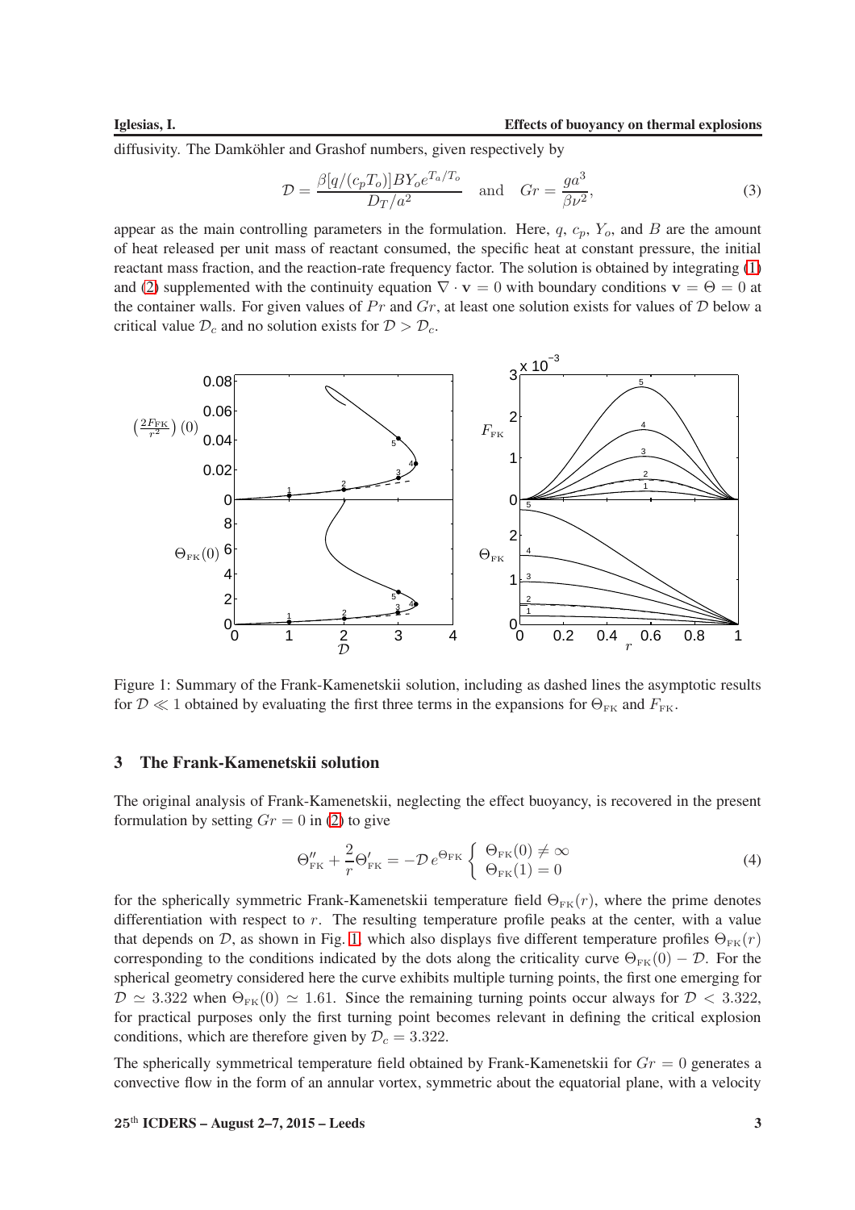diffusivity. The Damköhler and Grashof numbers, given respectively by

$$\mathcal{D} = \frac{\beta[q/(c_p T_o)] B Y_o e^{T_a/T_o}}{D_T/a^2} \quad \text{and} \quad Gr = \frac{g a^3}{\beta \nu^2}, \tag{3}$$

appear as the main controlling parameters in the formulation. Here, $q$, $c_p$, $Y_o$, and $B$ are the amount of heat released per unit mass of reactant consumed, the specific heat at constant pressure, the initial reactant mass fraction, and the reaction-rate frequency factor. The solution is obtained by integrating (1) and (2) supplemented with the continuity equation $\nabla \cdot \mathbf{v} = 0$ with boundary conditions $\mathbf{v} = \Theta = 0$ at the container walls. For given values of $Pr$ and $Gr$, at least one solution exists for values of $\mathcal{D}$ below a critical value $\mathcal{D}_c$ and no solution exists for $\mathcal{D} > \mathcal{D}_c$.

Figure 1: Summary of the Frank-Kamenetskii solution, including as dashed lines the asymptotic results for $\mathcal{D} \ll 1$ obtained by evaluating the first three terms in the expansions for $\Theta_{\rm FK}$ and $F_{\rm FK}$.

## 3 The Frank-Kamenetskii solution

The original analysis of Frank-Kamenetskii, neglecting the effect buoyancy, is recovered in the present formulation by setting $Gr = 0$ in (2) to give

$$\Theta''_{\rm FK} + \frac{2}{r}\Theta'_{\rm FK} = -\mathcal{D}\, e^{\Theta_{\rm FK}} \left\{ \begin{array}{l} \Theta_{\rm FK}(0) \neq \infty \\ \Theta_{\rm FK}(1) = 0 \end{array} \right. \tag{4}$$

for the spherically symmetric Frank-Kamenetskii temperature field $\Theta_{\rm FK}(r)$, where the prime denotes differentiation with respect to $r$. The resulting temperature profile peaks at the center, with a value that depends on $\mathcal{D}$, as shown in Fig. 1, which also displays five different temperature profiles $\Theta_{\rm FK}(r)$ corresponding to the conditions indicated by the dots along the criticality curve $\Theta_{\rm FK}(0) - \mathcal{D}$. For the spherical geometry considered here the curve exhibits multiple turning points, the first one emerging for $\mathcal{D} \simeq 3.322$ when $\Theta_{\rm FK}(0) \simeq 1.61$. Since the remaining turning points occur always for $\mathcal{D} < 3.322$, for practical purposes only the first turning point becomes relevant in defining the critical explosion conditions, which are therefore given by $\mathcal{D}_c = 3.322$.

The spherically symmetrical temperature field obtained by Frank-Kamenetskii for $Gr = 0$ generates a convective flow in the form of an annular vortex, symmetric about the equatorial plane, with a velocity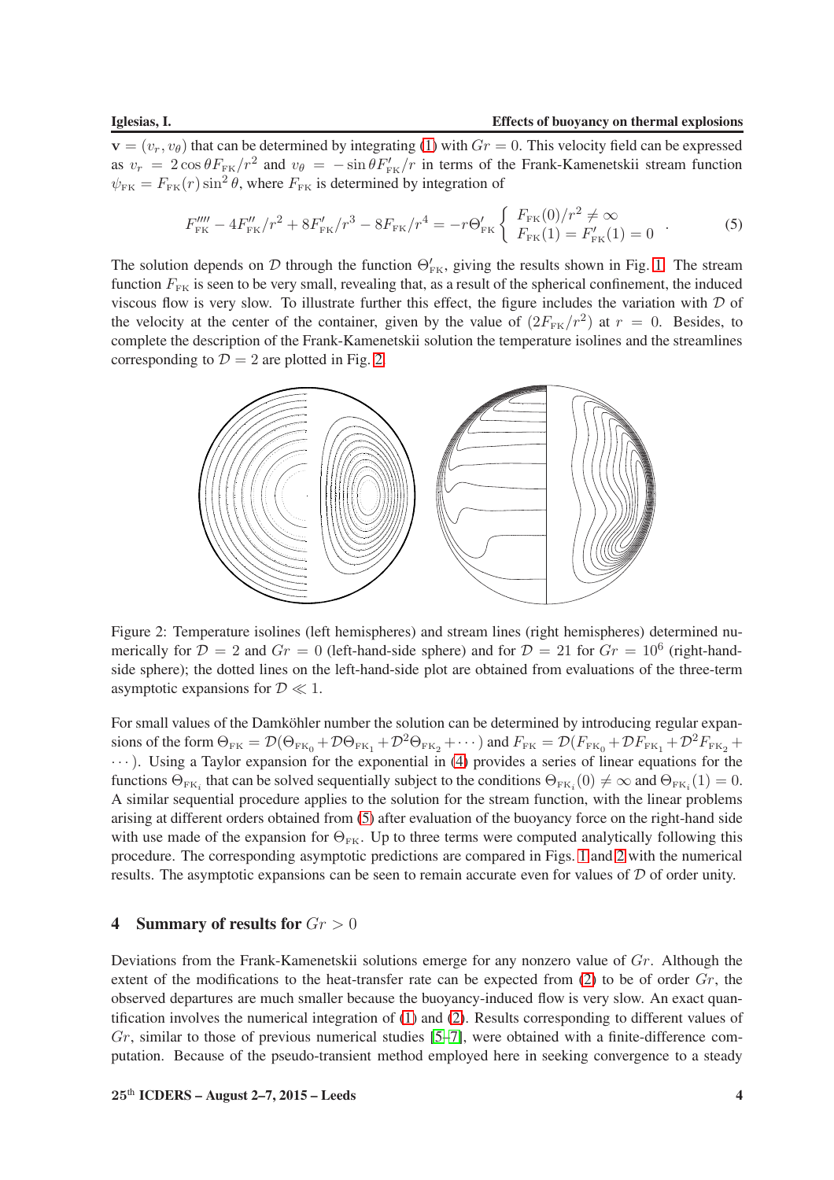$\mathbf{v} = (v_r, v_\theta)$ that can be determined by integrating (1) with $Gr = 0$. This velocity field can be expressed as $v_r = 2\cos\theta F_{\rm FK}/r^2$ and $v_\theta = -\sin\theta F'_{\rm FK}/r$ in terms of the Frank-Kamenetskii stream function $\psi_{\rm FK} = F_{\rm FK}(r)\sin^2\theta$, where $F_{\rm FK}$ is determined by integration of

$$F''''_{\rm FK} - 4F''_{\rm FK}/r^2 + 8F'_{\rm FK}/r^3 - 8F_{\rm FK}/r^4 = -r\Theta'_{\rm FK} \begin{cases} F_{\rm FK}(0)/r^2 \neq \infty \\ F_{\rm FK}(1) = F'_{\rm FK}(1) = 0 \end{cases}. \tag{5}$$

The solution depends on $\mathcal{D}$ through the function $\Theta'_{\rm FK}$, giving the results shown in Fig. 1. The stream function $F_{\rm FK}$ is seen to be very small, revealing that, as a result of the spherical confinement, the induced viscous flow is very slow. To illustrate further this effect, the figure includes the variation with $\mathcal{D}$ of the velocity at the center of the container, given by the value of $(2F_{\rm FK}/r^2)$ at $r = 0$. Besides, to complete the description of the Frank-Kamenetskii solution the temperature isolines and the streamlines corresponding to $\mathcal{D} = 2$ are plotted in Fig. 2.

Figure 2: Temperature isolines (left hemispheres) and stream lines (right hemispheres) determined numerically for $\mathcal{D} = 2$ and $Gr = 0$ (left-hand-side sphere) and for $\mathcal{D} = 21$ for $Gr = 10^6$ (right-hand-side sphere); the dotted lines on the left-hand-side plot are obtained from evaluations of the three-term asymptotic expansions for $\mathcal{D} \ll 1$.

For small values of the Damköhler number the solution can be determined by introducing regular expansions of the form $\Theta_{\rm FK} = \mathcal{D}(\Theta_{{\rm FK}_0} + \mathcal{D}\Theta_{{\rm FK}_1} + \mathcal{D}^2\Theta_{{\rm FK}_2} + \cdots)$ and $F_{\rm FK} = \mathcal{D}(F_{{\rm FK}_0} + \mathcal{D}F_{{\rm FK}_1} + \mathcal{D}^2F_{{\rm FK}_2} + \cdots)$. Using a Taylor expansion for the exponential in (4) provides a series of linear equations for the functions $\Theta_{{\rm FK}_i}$ that can be solved sequentially subject to the conditions $\Theta_{{\rm FK}_i}(0) \neq \infty$ and $\Theta_{{\rm FK}_i}(1) = 0$. A similar sequential procedure applies to the solution for the stream function, with the linear problems arising at different orders obtained from (5) after evaluation of the buoyancy force on the right-hand side with use made of the expansion for $\Theta_{\rm FK}$. Up to three terms were computed analytically following this procedure. The corresponding asymptotic predictions are compared in Figs. 1 and 2 with the numerical results. The asymptotic expansions can be seen to remain accurate even for values of $\mathcal{D}$ of order unity.

## 4 Summary of results for $Gr > 0$

Deviations from the Frank-Kamenetskii solutions emerge for any nonzero value of $Gr$. Although the extent of the modifications to the heat-transfer rate can be expected from (2) to be of order $Gr$, the observed departures are much smaller because the buoyancy-induced flow is very slow. An exact quantification involves the numerical integration of (1) and (2). Results corresponding to different values of $Gr$, similar to those of previous numerical studies [5–7], were obtained with a finite-difference computation. Because of the pseudo-transient method employed here in seeking convergence to a steady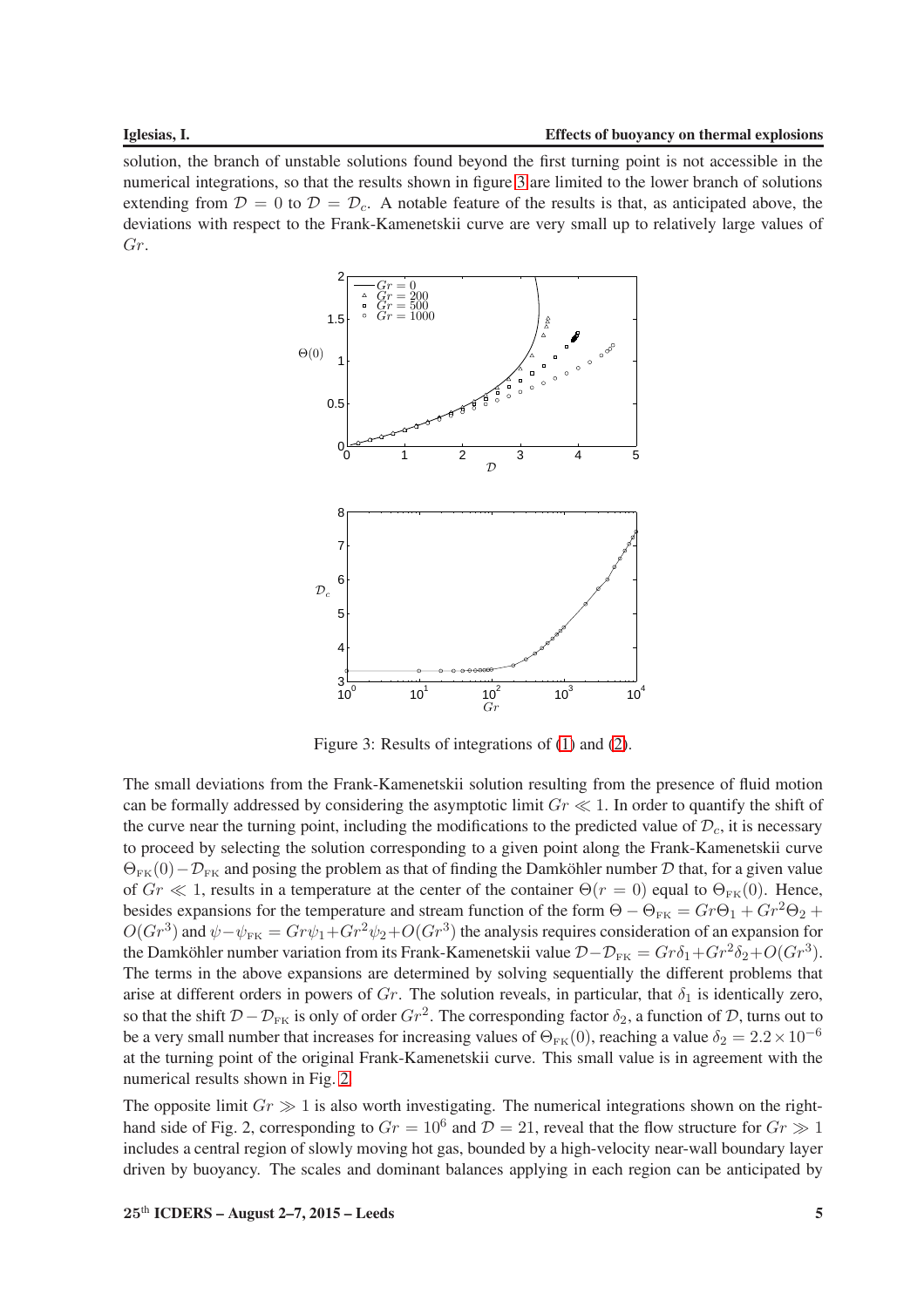solution, the branch of unstable solutions found beyond the first turning point is not accessible in the numerical integrations, so that the results shown in figure 3 are limited to the lower branch of solutions extending from $\mathcal{D} = 0$ to $\mathcal{D} = \mathcal{D}_c$. A notable feature of the results is that, as anticipated above, the deviations with respect to the Frank-Kamenetskii curve are very small up to relatively large values of $Gr$.

Figure 3: Results of integrations of (1) and (2).

The small deviations from the Frank-Kamenetskii solution resulting from the presence of fluid motion can be formally addressed by considering the asymptotic limit $Gr \ll 1$. In order to quantify the shift of the curve near the turning point, including the modifications to the predicted value of $\mathcal{D}_c$, it is necessary to proceed by selecting the solution corresponding to a given point along the Frank-Kamenetskii curve $\Theta_{\rm FK}(0) - \mathcal{D}_{\rm FK}$ and posing the problem as that of finding the Damköhler number $\mathcal{D}$ that, for a given value of $Gr \ll 1$, results in a temperature at the center of the container $\Theta(r = 0)$ equal to $\Theta_{\rm FK}(0)$. Hence, besides expansions for the temperature and stream function of the form $\Theta - \Theta_{\rm FK} = Gr\Theta_1 + Gr^2\Theta_2 + O(Gr^3)$ and $\psi - \psi_{\rm FK} = Gr\psi_1 + Gr^2\psi_2 + O(Gr^3)$ the analysis requires consideration of an expansion for the Damköhler number variation from its Frank-Kamenetskii value $\mathcal{D} - \mathcal{D}_{\rm FK} = Gr\delta_1 + Gr^2\delta_2 + O(Gr^3)$. The terms in the above expansions are determined by solving sequentially the different problems that arise at different orders in powers of $Gr$. The solution reveals, in particular, that $\delta_1$ is identically zero, so that the shift $\mathcal{D} - \mathcal{D}_{\rm FK}$ is only of order $Gr^2$. The corresponding factor $\delta_2$, a function of $\mathcal{D}$, turns out to be a very small number that increases for increasing values of $\Theta_{\rm FK}(0)$, reaching a value $\delta_2 = 2.2 \times 10^{-6}$ at the turning point of the original Frank-Kamenetskii curve. This small value is in agreement with the numerical results shown in Fig. 2.

The opposite limit $Gr \gg 1$ is also worth investigating. The numerical integrations shown on the right-hand side of Fig. 2, corresponding to $Gr = 10^6$ and $\mathcal{D} = 21$, reveal that the flow structure for $Gr \gg 1$ includes a central region of slowly moving hot gas, bounded by a high-velocity near-wall boundary layer driven by buoyancy. The scales and dominant balances applying in each region can be anticipated by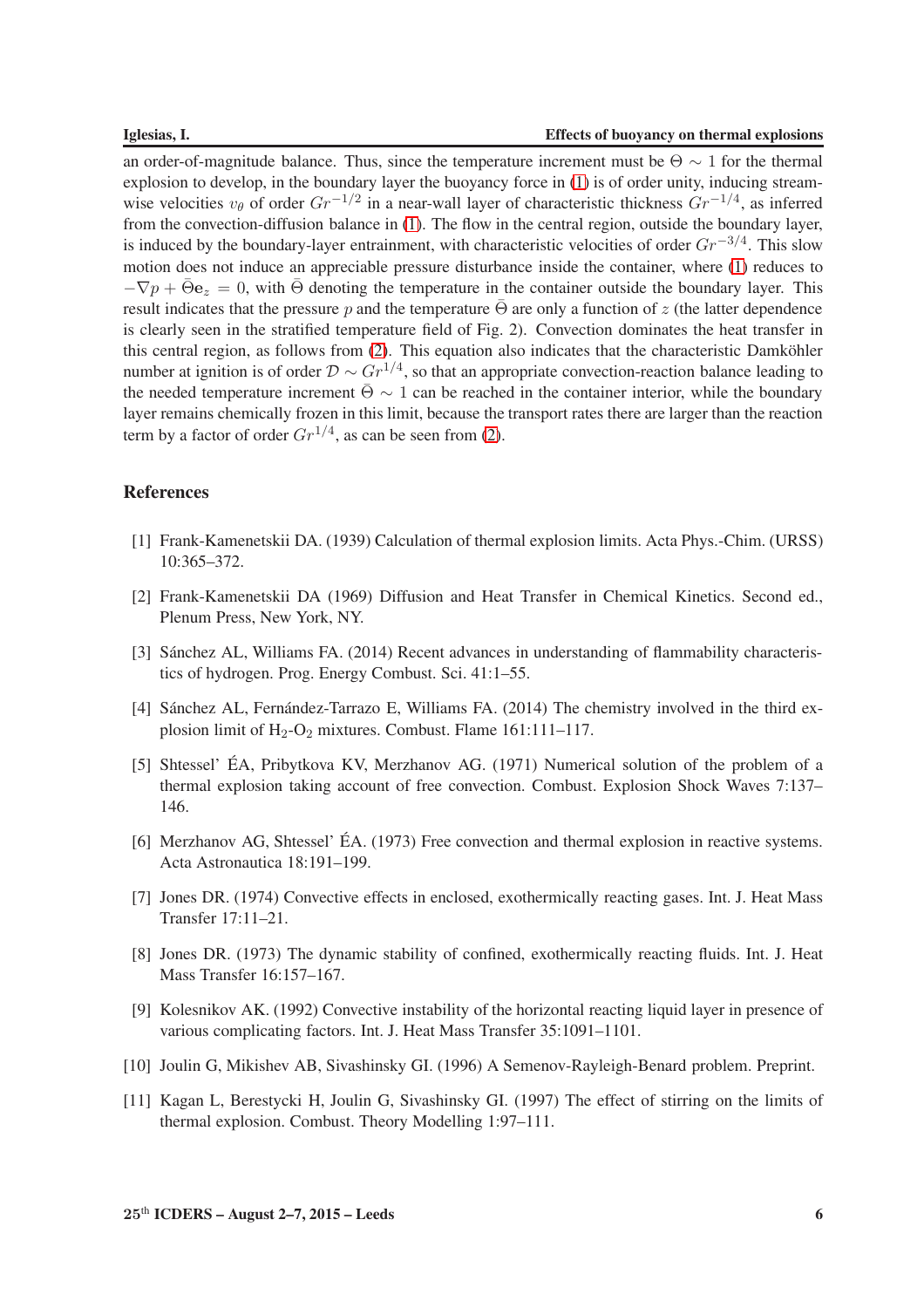an order-of-magnitude balance. Thus, since the temperature increment must be $\Theta \sim 1$ for the thermal explosion to develop, in the boundary layer the buoyancy force in (1) is of order unity, inducing streamwise velocities $v_\theta$ of order $Gr^{-1/2}$ in a near-wall layer of characteristic thickness $Gr^{-1/4}$, as inferred from the convection-diffusion balance in (1). The flow in the central region, outside the boundary layer, is induced by the boundary-layer entrainment, with characteristic velocities of order $Gr^{-3/4}$. This slow motion does not induce an appreciable pressure disturbance inside the container, where (1) reduces to $-\nabla p + \bar{\Theta}\mathbf{e}_z = 0$, with $\bar{\Theta}$ denoting the temperature in the container outside the boundary layer. This result indicates that the pressure $p$ and the temperature $\bar{\Theta}$ are only a function of $z$ (the latter dependence is clearly seen in the stratified temperature field of Fig. 2). Convection dominates the heat transfer in this central region, as follows from (2). This equation also indicates that the characteristic Damköhler number at ignition is of order $\mathcal{D} \sim Gr^{1/4}$, so that an appropriate convection-reaction balance leading to the needed temperature increment $\bar{\Theta} \sim 1$ can be reached in the container interior, while the boundary layer remains chemically frozen in this limit, because the transport rates there are larger than the reaction term by a factor of order $Gr^{1/4}$, as can be seen from (2).

## References

[1] Frank-Kamenetskii DA. (1939) Calculation of thermal explosion limits. Acta Phys.-Chim. (URSS) 10:365–372.

[2] Frank-Kamenetskii DA (1969) Diffusion and Heat Transfer in Chemical Kinetics. Second ed., Plenum Press, New York, NY.

[3] Sánchez AL, Williams FA. (2014) Recent advances in understanding of flammability characteristics of hydrogen. Prog. Energy Combust. Sci. 41:1–55.

[4] Sánchez AL, Fernández-Tarrazo E, Williams FA. (2014) The chemistry involved in the third explosion limit of $H_2$-$O_2$ mixtures. Combust. Flame 161:111–117.

[5] Shtessel' ÉA, Pribytkova KV, Merzhanov AG. (1971) Numerical solution of the problem of a thermal explosion taking account of free convection. Combust. Explosion Shock Waves 7:137–146.

[6] Merzhanov AG, Shtessel' ÉA. (1973) Free convection and thermal explosion in reactive systems. Acta Astronautica 18:191–199.

[7] Jones DR. (1974) Convective effects in enclosed, exothermically reacting gases. Int. J. Heat Mass Transfer 17:11–21.

[8] Jones DR. (1973) The dynamic stability of confined, exothermically reacting fluids. Int. J. Heat Mass Transfer 16:157–167.

[9] Kolesnikov AK. (1992) Convective instability of the horizontal reacting liquid layer in presence of various complicating factors. Int. J. Heat Mass Transfer 35:1091–1101.

[10] Joulin G, Mikishev AB, Sivashinsky GI. (1996) A Semenov-Rayleigh-Benard problem. Preprint.

[11] Kagan L, Berestycki H, Joulin G, Sivashinsky GI. (1997) The effect of stirring on the limits of thermal explosion. Combust. Theory Modelling 1:97–111.